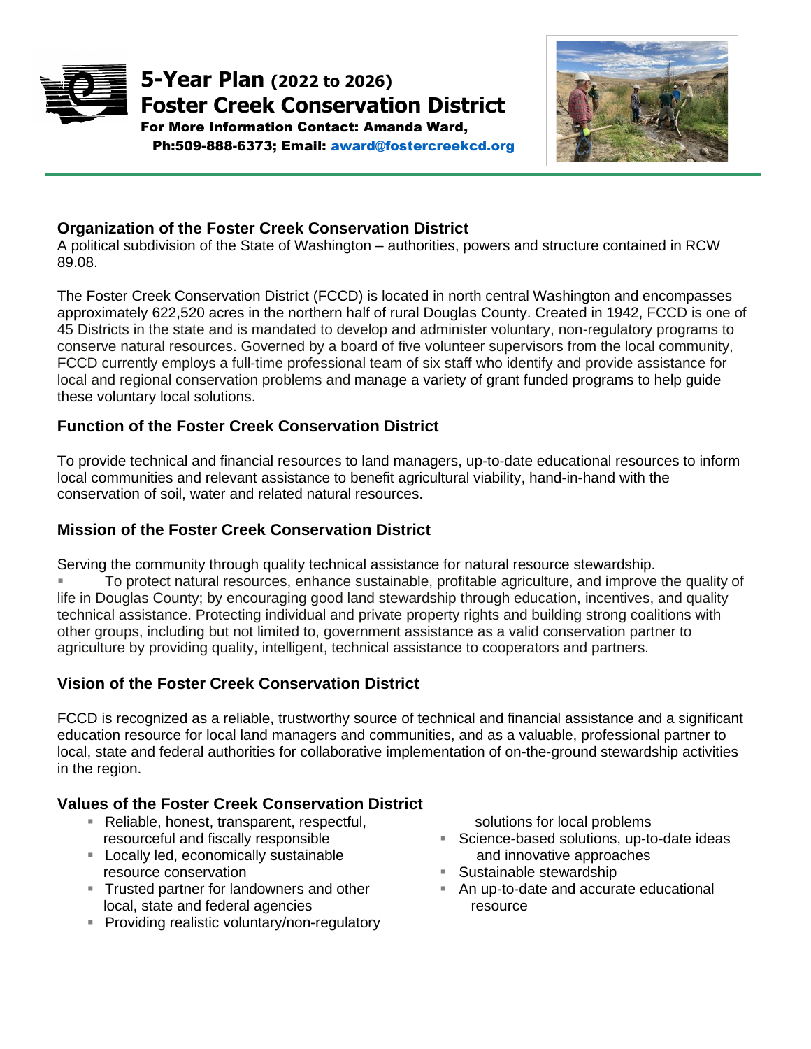# 5-Year Plan (2022 to 2026)
# Foster Creek Conservation District

**For More Information Contact: Amanda Ward, Ph:509-888-6373; Email: award@fostercreekcd.org**

## Organization of the Foster Creek Conservation District

A political subdivision of the State of Washington – authorities, powers and structure contained in RCW 89.08.

The Foster Creek Conservation District (FCCD) is located in north central Washington and encompasses approximately 622,520 acres in the northern half of rural Douglas County. Created in 1942, FCCD is one of 45 Districts in the state and is mandated to develop and administer voluntary, non-regulatory programs to conserve natural resources. Governed by a board of five volunteer supervisors from the local community, FCCD currently employs a full-time professional team of six staff who identify and provide assistance for local and regional conservation problems and manage a variety of grant funded programs to help guide these voluntary local solutions.

## Function of the Foster Creek Conservation District

To provide technical and financial resources to land managers, up-to-date educational resources to inform local communities and relevant assistance to benefit agricultural viability, hand-in-hand with the conservation of soil, water and related natural resources.

## Mission of the Foster Creek Conservation District

Serving the community through quality technical assistance for natural resource stewardship.

- To protect natural resources, enhance sustainable, profitable agriculture, and improve the quality of life in Douglas County; by encouraging good land stewardship through education, incentives, and quality technical assistance. Protecting individual and private property rights and building strong coalitions with other groups, including but not limited to, government assistance as a valid conservation partner to agriculture by providing quality, intelligent, technical assistance to cooperators and partners.

## Vision of the Foster Creek Conservation District

FCCD is recognized as a reliable, trustworthy source of technical and financial assistance and a significant education resource for local land managers and communities, and as a valuable, professional partner to local, state and federal authorities for collaborative implementation of on-the-ground stewardship activities in the region.

## Values of the Foster Creek Conservation District

- Reliable, honest, transparent, respectful, resourceful and fiscally responsible
- Locally led, economically sustainable resource conservation
- Trusted partner for landowners and other local, state and federal agencies
- Providing realistic voluntary/non-regulatory solutions for local problems
- Science-based solutions, up-to-date ideas and innovative approaches
- Sustainable stewardship
- An up-to-date and accurate educational resource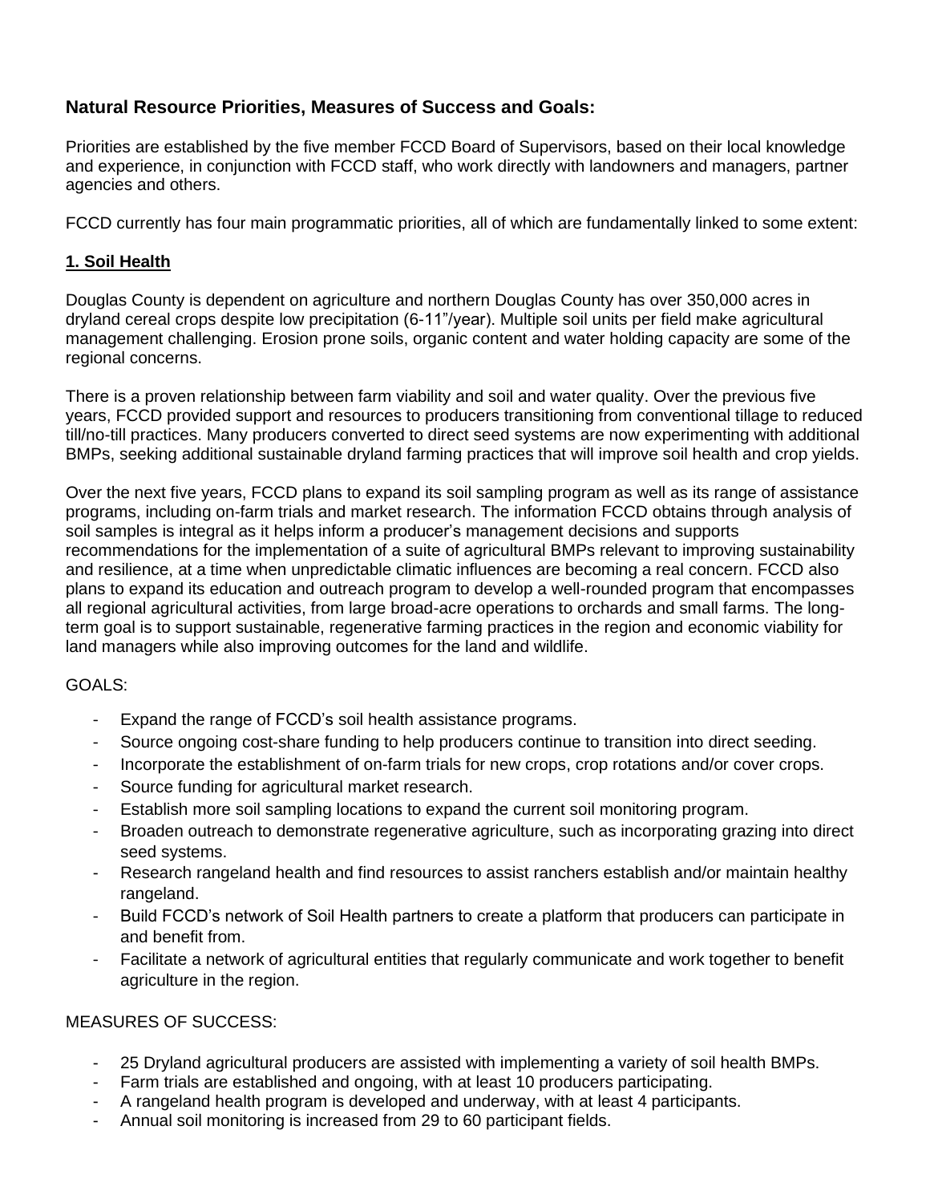## Natural Resource Priorities, Measures of Success and Goals:

Priorities are established by the five member FCCD Board of Supervisors, based on their local knowledge and experience, in conjunction with FCCD staff, who work directly with landowners and managers, partner agencies and others.

FCCD currently has four main programmatic priorities, all of which are fundamentally linked to some extent:

### 1. Soil Health

Douglas County is dependent on agriculture and northern Douglas County has over 350,000 acres in dryland cereal crops despite low precipitation (6-11"/year). Multiple soil units per field make agricultural management challenging. Erosion prone soils, organic content and water holding capacity are some of the regional concerns.

There is a proven relationship between farm viability and soil and water quality. Over the previous five years, FCCD provided support and resources to producers transitioning from conventional tillage to reduced till/no-till practices. Many producers converted to direct seed systems are now experimenting with additional BMPs, seeking additional sustainable dryland farming practices that will improve soil health and crop yields.

Over the next five years, FCCD plans to expand its soil sampling program as well as its range of assistance programs, including on-farm trials and market research. The information FCCD obtains through analysis of soil samples is integral as it helps inform a producer's management decisions and supports recommendations for the implementation of a suite of agricultural BMPs relevant to improving sustainability and resilience, at a time when unpredictable climatic influences are becoming a real concern. FCCD also plans to expand its education and outreach program to develop a well-rounded program that encompasses all regional agricultural activities, from large broad-acre operations to orchards and small farms. The long-term goal is to support sustainable, regenerative farming practices in the region and economic viability for land managers while also improving outcomes for the land and wildlife.

GOALS:

- Expand the range of FCCD's soil health assistance programs.
- Source ongoing cost-share funding to help producers continue to transition into direct seeding.
- Incorporate the establishment of on-farm trials for new crops, crop rotations and/or cover crops.
- Source funding for agricultural market research.
- Establish more soil sampling locations to expand the current soil monitoring program.
- Broaden outreach to demonstrate regenerative agriculture, such as incorporating grazing into direct seed systems.
- Research rangeland health and find resources to assist ranchers establish and/or maintain healthy rangeland.
- Build FCCD's network of Soil Health partners to create a platform that producers can participate in and benefit from.
- Facilitate a network of agricultural entities that regularly communicate and work together to benefit agriculture in the region.

MEASURES OF SUCCESS:

- 25 Dryland agricultural producers are assisted with implementing a variety of soil health BMPs.
- Farm trials are established and ongoing, with at least 10 producers participating.
- A rangeland health program is developed and underway, with at least 4 participants.
- Annual soil monitoring is increased from 29 to 60 participant fields.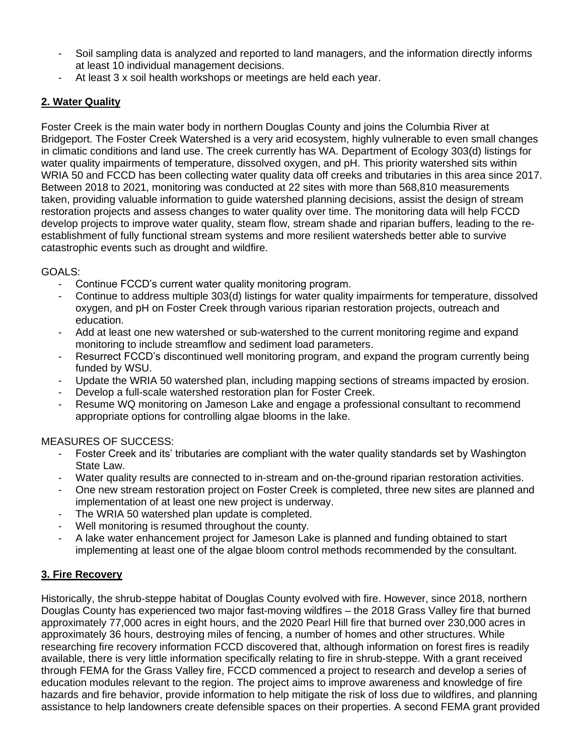- Soil sampling data is analyzed and reported to land managers, and the information directly informs at least 10 individual management decisions.
- At least 3 x soil health workshops or meetings are held each year.

## 2. Water Quality

Foster Creek is the main water body in northern Douglas County and joins the Columbia River at Bridgeport. The Foster Creek Watershed is a very arid ecosystem, highly vulnerable to even small changes in climatic conditions and land use. The creek currently has WA. Department of Ecology 303(d) listings for water quality impairments of temperature, dissolved oxygen, and pH. This priority watershed sits within WRIA 50 and FCCD has been collecting water quality data off creeks and tributaries in this area since 2017. Between 2018 to 2021, monitoring was conducted at 22 sites with more than 568,810 measurements taken, providing valuable information to guide watershed planning decisions, assist the design of stream restoration projects and assess changes to water quality over time. The monitoring data will help FCCD develop projects to improve water quality, steam flow, stream shade and riparian buffers, leading to the re-establishment of fully functional stream systems and more resilient watersheds better able to survive catastrophic events such as drought and wildfire.

GOALS:

- Continue FCCD's current water quality monitoring program.
- Continue to address multiple 303(d) listings for water quality impairments for temperature, dissolved oxygen, and pH on Foster Creek through various riparian restoration projects, outreach and education.
- Add at least one new watershed or sub-watershed to the current monitoring regime and expand monitoring to include streamflow and sediment load parameters.
- Resurrect FCCD's discontinued well monitoring program, and expand the program currently being funded by WSU.
- Update the WRIA 50 watershed plan, including mapping sections of streams impacted by erosion.
- Develop a full-scale watershed restoration plan for Foster Creek.
- Resume WQ monitoring on Jameson Lake and engage a professional consultant to recommend appropriate options for controlling algae blooms in the lake.

MEASURES OF SUCCESS:

- Foster Creek and its' tributaries are compliant with the water quality standards set by Washington State Law.
- Water quality results are connected to in-stream and on-the-ground riparian restoration activities.
- One new stream restoration project on Foster Creek is completed, three new sites are planned and implementation of at least one new project is underway.
- The WRIA 50 watershed plan update is completed.
- Well monitoring is resumed throughout the county.
- A lake water enhancement project for Jameson Lake is planned and funding obtained to start implementing at least one of the algae bloom control methods recommended by the consultant.

## 3. Fire Recovery

Historically, the shrub-steppe habitat of Douglas County evolved with fire. However, since 2018, northern Douglas County has experienced two major fast-moving wildfires – the 2018 Grass Valley fire that burned approximately 77,000 acres in eight hours, and the 2020 Pearl Hill fire that burned over 230,000 acres in approximately 36 hours, destroying miles of fencing, a number of homes and other structures. While researching fire recovery information FCCD discovered that, although information on forest fires is readily available, there is very little information specifically relating to fire in shrub-steppe. With a grant received through FEMA for the Grass Valley fire, FCCD commenced a project to research and develop a series of education modules relevant to the region. The project aims to improve awareness and knowledge of fire hazards and fire behavior, provide information to help mitigate the risk of loss due to wildfires, and planning assistance to help landowners create defensible spaces on their properties. A second FEMA grant provided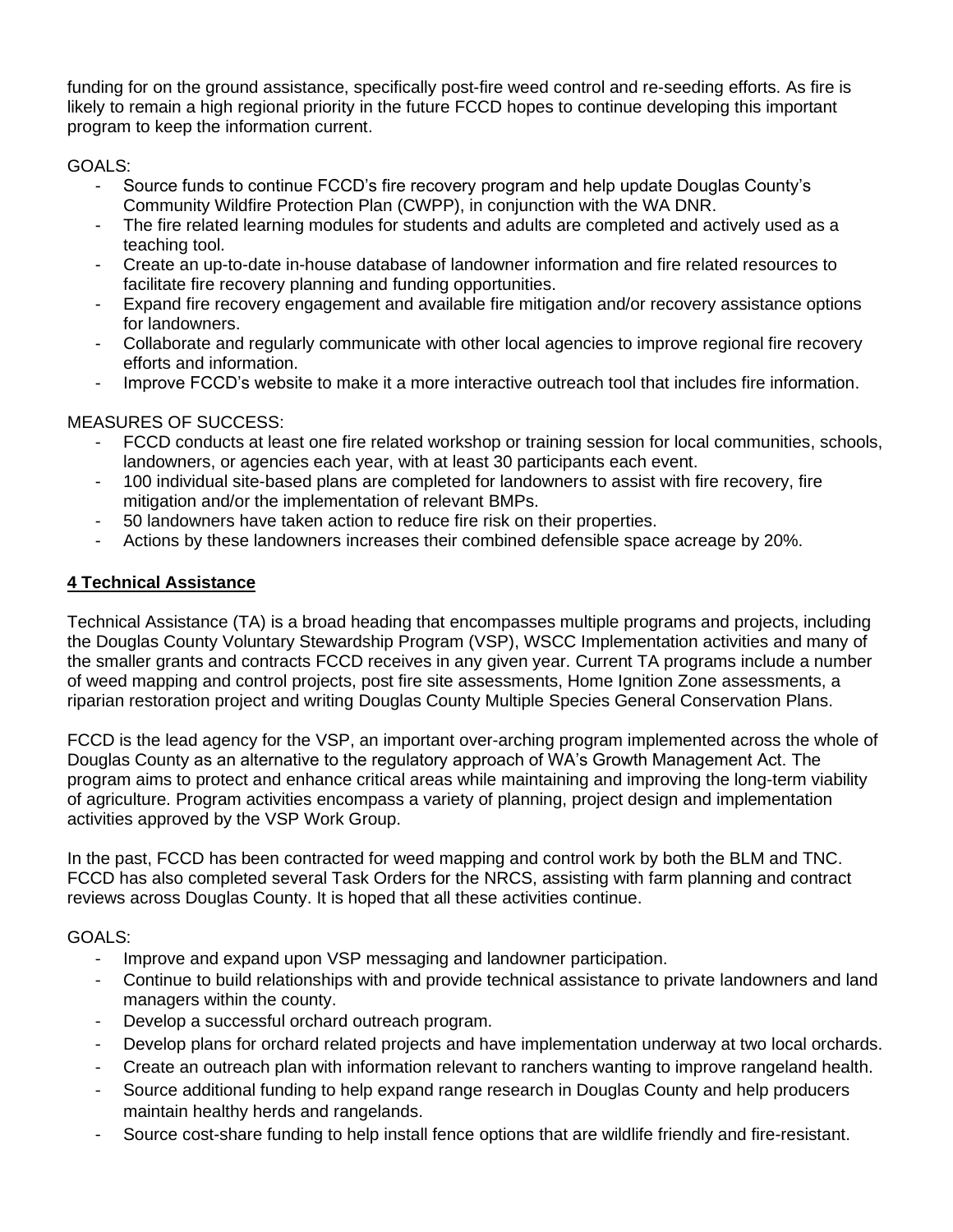funding for on the ground assistance, specifically post-fire weed control and re-seeding efforts. As fire is likely to remain a high regional priority in the future FCCD hopes to continue developing this important program to keep the information current.

GOALS:

- Source funds to continue FCCD's fire recovery program and help update Douglas County's Community Wildfire Protection Plan (CWPP), in conjunction with the WA DNR.
- The fire related learning modules for students and adults are completed and actively used as a teaching tool.
- Create an up-to-date in-house database of landowner information and fire related resources to facilitate fire recovery planning and funding opportunities.
- Expand fire recovery engagement and available fire mitigation and/or recovery assistance options for landowners.
- Collaborate and regularly communicate with other local agencies to improve regional fire recovery efforts and information.
- Improve FCCD's website to make it a more interactive outreach tool that includes fire information.

MEASURES OF SUCCESS:

- FCCD conducts at least one fire related workshop or training session for local communities, schools, landowners, or agencies each year, with at least 30 participants each event.
- 100 individual site-based plans are completed for landowners to assist with fire recovery, fire mitigation and/or the implementation of relevant BMPs.
- 50 landowners have taken action to reduce fire risk on their properties.
- Actions by these landowners increases their combined defensible space acreage by 20%.

## 4 Technical Assistance

Technical Assistance (TA) is a broad heading that encompasses multiple programs and projects, including the Douglas County Voluntary Stewardship Program (VSP), WSCC Implementation activities and many of the smaller grants and contracts FCCD receives in any given year. Current TA programs include a number of weed mapping and control projects, post fire site assessments, Home Ignition Zone assessments, a riparian restoration project and writing Douglas County Multiple Species General Conservation Plans.

FCCD is the lead agency for the VSP, an important over-arching program implemented across the whole of Douglas County as an alternative to the regulatory approach of WA's Growth Management Act. The program aims to protect and enhance critical areas while maintaining and improving the long-term viability of agriculture. Program activities encompass a variety of planning, project design and implementation activities approved by the VSP Work Group.

In the past, FCCD has been contracted for weed mapping and control work by both the BLM and TNC. FCCD has also completed several Task Orders for the NRCS, assisting with farm planning and contract reviews across Douglas County. It is hoped that all these activities continue.

GOALS:

- Improve and expand upon VSP messaging and landowner participation.
- Continue to build relationships with and provide technical assistance to private landowners and land managers within the county.
- Develop a successful orchard outreach program.
- Develop plans for orchard related projects and have implementation underway at two local orchards.
- Create an outreach plan with information relevant to ranchers wanting to improve rangeland health.
- Source additional funding to help expand range research in Douglas County and help producers maintain healthy herds and rangelands.
- Source cost-share funding to help install fence options that are wildlife friendly and fire-resistant.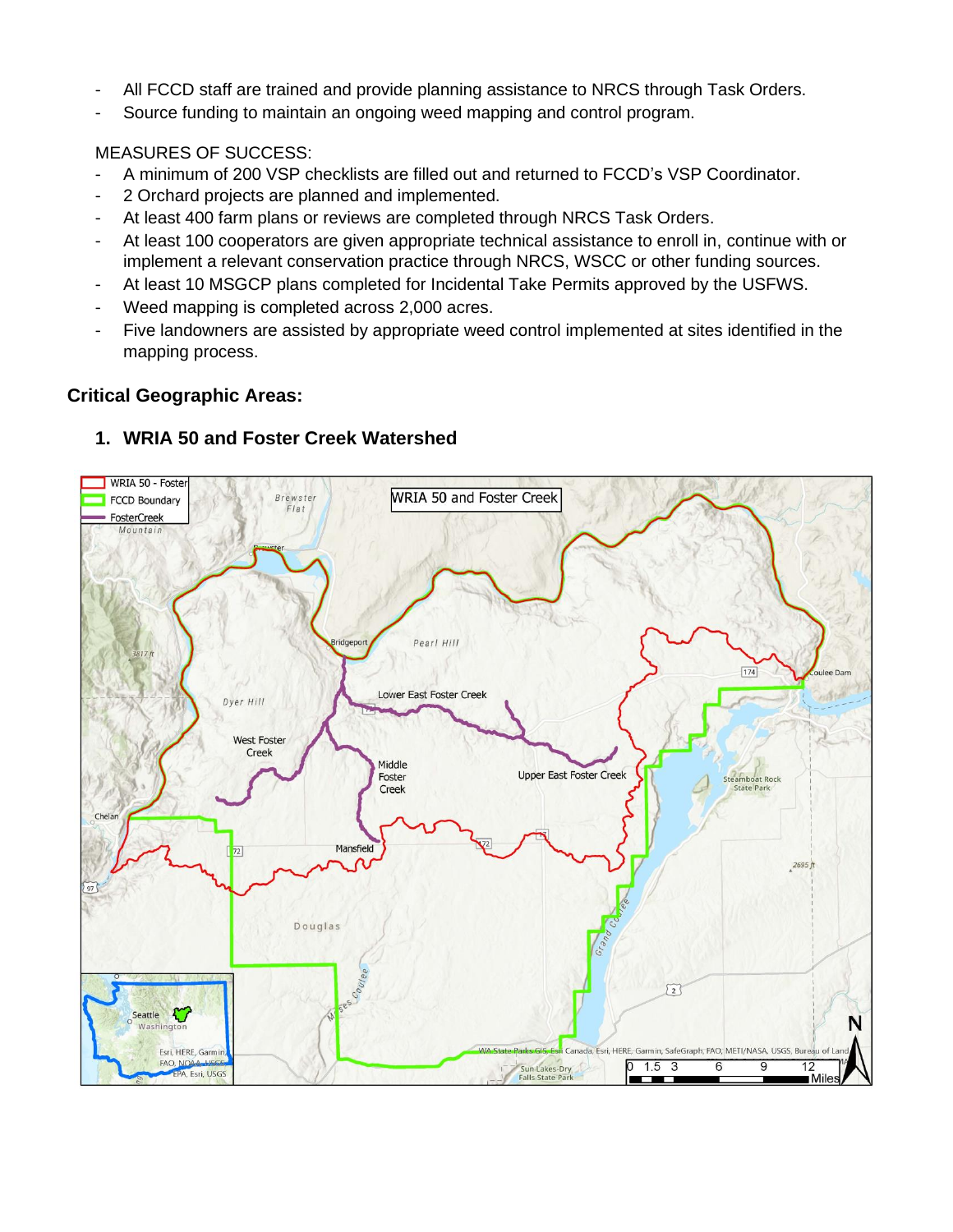- All FCCD staff are trained and provide planning assistance to NRCS through Task Orders.
- Source funding to maintain an ongoing weed mapping and control program.

MEASURES OF SUCCESS:

- A minimum of 200 VSP checklists are filled out and returned to FCCD's VSP Coordinator.
- 2 Orchard projects are planned and implemented.
- At least 400 farm plans or reviews are completed through NRCS Task Orders.
- At least 100 cooperators are given appropriate technical assistance to enroll in, continue with or implement a relevant conservation practice through NRCS, WSCC or other funding sources.
- At least 10 MSGCP plans completed for Incidental Take Permits approved by the USFWS.
- Weed mapping is completed across 2,000 acres.
- Five landowners are assisted by appropriate weed control implemented at sites identified in the mapping process.

## Critical Geographic Areas:

### 1. WRIA 50 and Foster Creek Watershed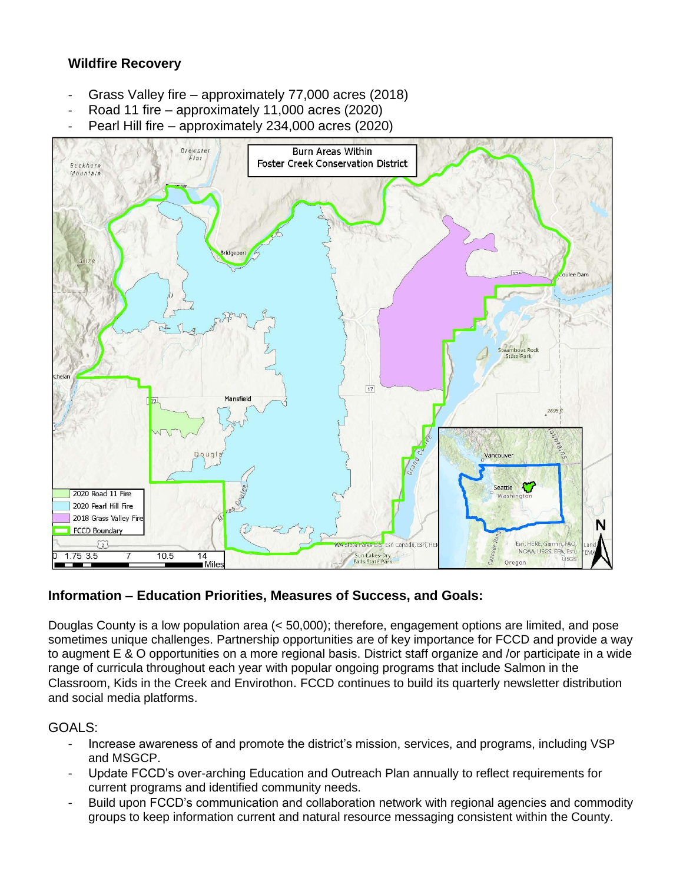**Wildfire Recovery**

- Grass Valley fire – approximately 77,000 acres (2018)
- Road 11 fire – approximately 11,000 acres (2020)
- Pearl Hill fire – approximately 234,000 acres (2020)

**Information – Education Priorities, Measures of Success, and Goals:**

Douglas County is a low population area (< 50,000); therefore, engagement options are limited, and pose sometimes unique challenges. Partnership opportunities are of key importance for FCCD and provide a way to augment E & O opportunities on a more regional basis. District staff organize and /or participate in a wide range of curricula throughout each year with popular ongoing programs that include Salmon in the Classroom, Kids in the Creek and Envirothon. FCCD continues to build its quarterly newsletter distribution and social media platforms.

GOALS:

- Increase awareness of and promote the district's mission, services, and programs, including VSP and MSGCP.
- Update FCCD's over-arching Education and Outreach Plan annually to reflect requirements for current programs and identified community needs.
- Build upon FCCD's communication and collaboration network with regional agencies and commodity groups to keep information current and natural resource messaging consistent within the County.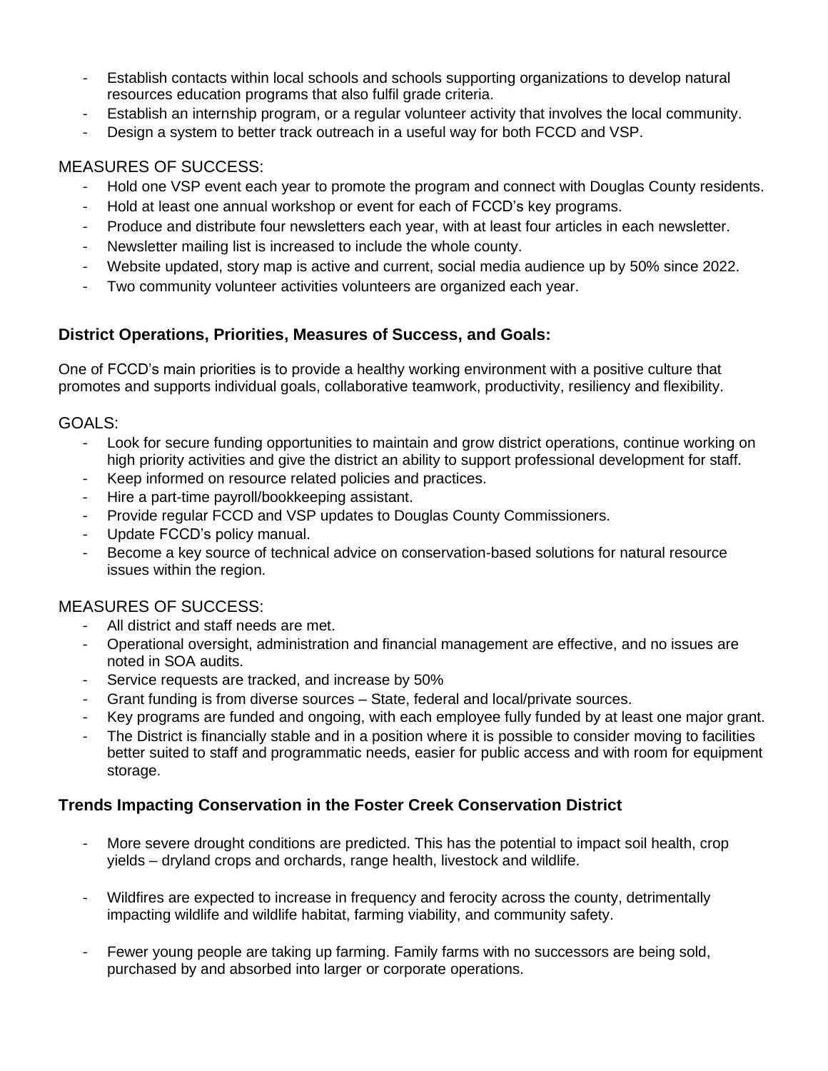- Establish contacts within local schools and schools supporting organizations to develop natural resources education programs that also fulfil grade criteria.
- Establish an internship program, or a regular volunteer activity that involves the local community.
- Design a system to better track outreach in a useful way for both FCCD and VSP.

MEASURES OF SUCCESS:

- Hold one VSP event each year to promote the program and connect with Douglas County residents.
- Hold at least one annual workshop or event for each of FCCD's key programs.
- Produce and distribute four newsletters each year, with at least four articles in each newsletter.
- Newsletter mailing list is increased to include the whole county.
- Website updated, story map is active and current, social media audience up by 50% since 2022.
- Two community volunteer activities volunteers are organized each year.

## District Operations, Priorities, Measures of Success, and Goals:

One of FCCD's main priorities is to provide a healthy working environment with a positive culture that promotes and supports individual goals, collaborative teamwork, productivity, resiliency and flexibility.

GOALS:

- Look for secure funding opportunities to maintain and grow district operations, continue working on high priority activities and give the district an ability to support professional development for staff.
- Keep informed on resource related policies and practices.
- Hire a part-time payroll/bookkeeping assistant.
- Provide regular FCCD and VSP updates to Douglas County Commissioners.
- Update FCCD's policy manual.
- Become a key source of technical advice on conservation-based solutions for natural resource issues within the region.

MEASURES OF SUCCESS:

- All district and staff needs are met.
- Operational oversight, administration and financial management are effective, and no issues are noted in SOA audits.
- Service requests are tracked, and increase by 50%
- Grant funding is from diverse sources – State, federal and local/private sources.
- Key programs are funded and ongoing, with each employee fully funded by at least one major grant.
- The District is financially stable and in a position where it is possible to consider moving to facilities better suited to staff and programmatic needs, easier for public access and with room for equipment storage.

## Trends Impacting Conservation in the Foster Creek Conservation District

- More severe drought conditions are predicted. This has the potential to impact soil health, crop yields – dryland crops and orchards, range health, livestock and wildlife.

- Wildfires are expected to increase in frequency and ferocity across the county, detrimentally impacting wildlife and wildlife habitat, farming viability, and community safety.

- Fewer young people are taking up farming. Family farms with no successors are being sold, purchased by and absorbed into larger or corporate operations.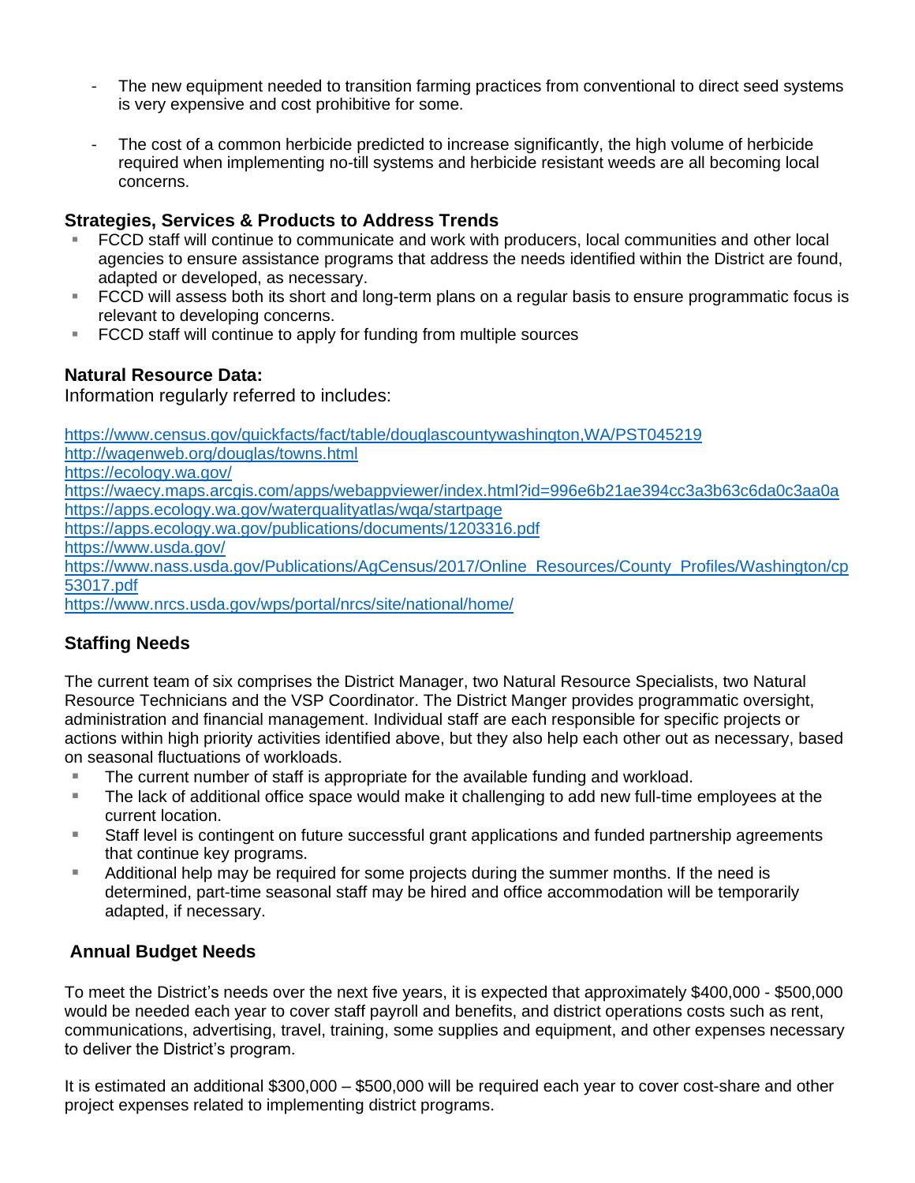- The new equipment needed to transition farming practices from conventional to direct seed systems is very expensive and cost prohibitive for some.

- The cost of a common herbicide predicted to increase significantly, the high volume of herbicide required when implementing no-till systems and herbicide resistant weeds are all becoming local concerns.

### Strategies, Services & Products to Address Trends

- FCCD staff will continue to communicate and work with producers, local communities and other local agencies to ensure assistance programs that address the needs identified within the District are found, adapted or developed, as necessary.
- FCCD will assess both its short and long-term plans on a regular basis to ensure programmatic focus is relevant to developing concerns.
- FCCD staff will continue to apply for funding from multiple sources

### Natural Resource Data:

Information regularly referred to includes:

https://www.census.gov/quickfacts/fact/table/douglascountywashington,WA/PST045219
http://wagenweb.org/douglas/towns.html
https://ecology.wa.gov/
https://waecy.maps.arcgis.com/apps/webappviewer/index.html?id=996e6b21ae394cc3a3b63c6da0c3aa0a
https://apps.ecology.wa.gov/waterqualityatlas/wqa/startpage
https://apps.ecology.wa.gov/publications/documents/1203316.pdf
https://www.usda.gov/
https://www.nass.usda.gov/Publications/AgCensus/2017/Online_Resources/County_Profiles/Washington/cp53017.pdf
https://www.nrcs.usda.gov/wps/portal/nrcs/site/national/home/

### Staffing Needs

The current team of six comprises the District Manager, two Natural Resource Specialists, two Natural Resource Technicians and the VSP Coordinator. The District Manger provides programmatic oversight, administration and financial management. Individual staff are each responsible for specific projects or actions within high priority activities identified above, but they also help each other out as necessary, based on seasonal fluctuations of workloads.

- The current number of staff is appropriate for the available funding and workload.
- The lack of additional office space would make it challenging to add new full-time employees at the current location.
- Staff level is contingent on future successful grant applications and funded partnership agreements that continue key programs.
- Additional help may be required for some projects during the summer months. If the need is determined, part-time seasonal staff may be hired and office accommodation will be temporarily adapted, if necessary.

### Annual Budget Needs

To meet the District's needs over the next five years, it is expected that approximately $400,000 - $500,000 would be needed each year to cover staff payroll and benefits, and district operations costs such as rent, communications, advertising, travel, training, some supplies and equipment, and other expenses necessary to deliver the District's program.

It is estimated an additional $300,000 – $500,000 will be required each year to cover cost-share and other project expenses related to implementing district programs.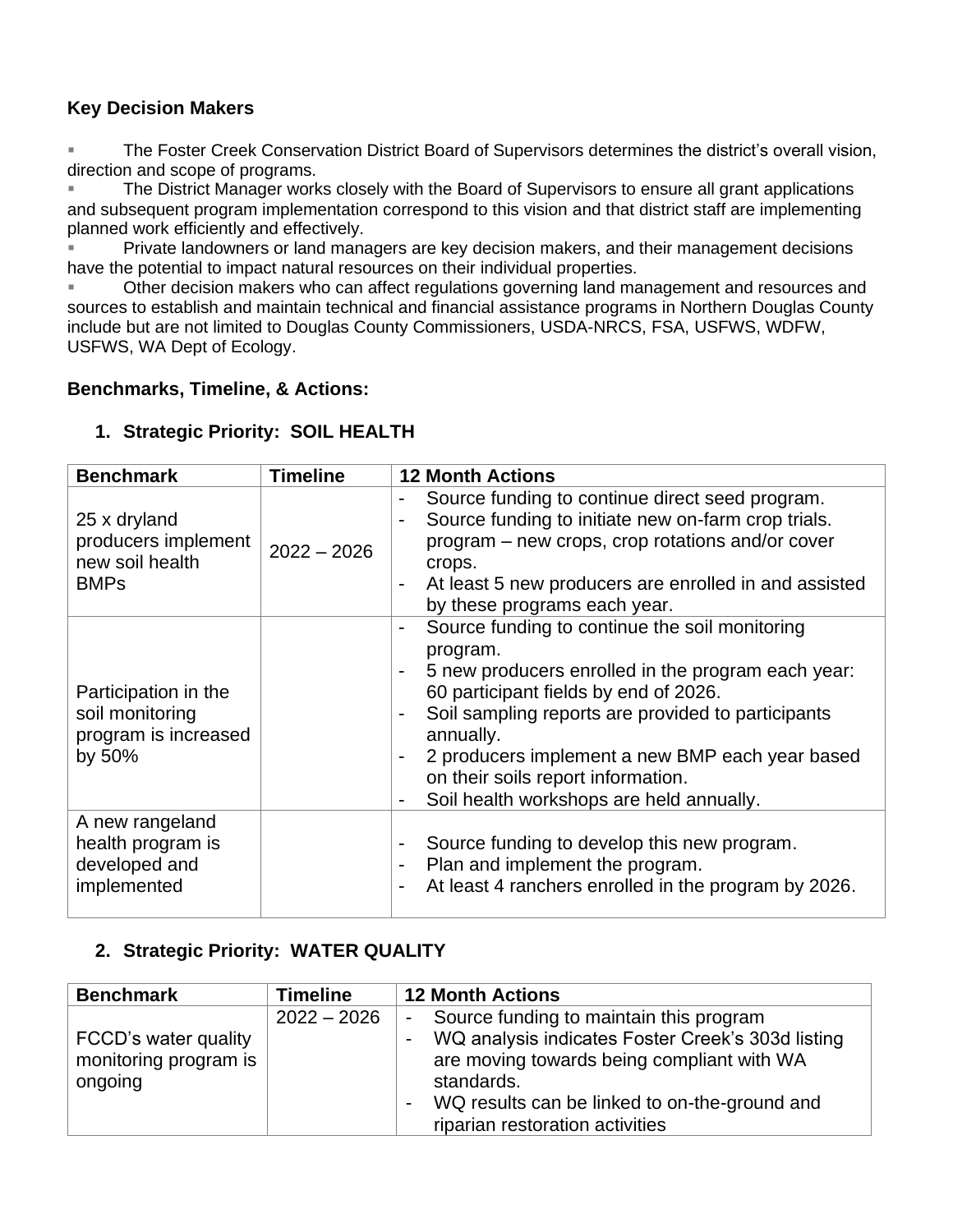### Key Decision Makers

- The Foster Creek Conservation District Board of Supervisors determines the district's overall vision, direction and scope of programs.
- The District Manager works closely with the Board of Supervisors to ensure all grant applications and subsequent program implementation correspond to this vision and that district staff are implementing planned work efficiently and effectively.
- Private landowners or land managers are key decision makers, and their management decisions have the potential to impact natural resources on their individual properties.
- Other decision makers who can affect regulations governing land management and resources and sources to establish and maintain technical and financial assistance programs in Northern Douglas County include but are not limited to Douglas County Commissioners, USDA-NRCS, FSA, USFWS, WDFW, USFWS, WA Dept of Ecology.

### Benchmarks, Timeline, & Actions:

1. **Strategic Priority: SOIL HEALTH**

| Benchmark | Timeline | 12 Month Actions |
|---|---|---|
| 25 x dryland producers implement new soil health BMPs | 2022 – 2026 | - Source funding to continue direct seed program.<br>- Source funding to initiate new on-farm crop trials. program – new crops, crop rotations and/or cover crops.<br>- At least 5 new producers are enrolled in and assisted by these programs each year. |
| Participation in the soil monitoring program is increased by 50% | | - Source funding to continue the soil monitoring program.<br>- 5 new producers enrolled in the program each year: 60 participant fields by end of 2026.<br>- Soil sampling reports are provided to participants annually.<br>- 2 producers implement a new BMP each year based on their soils report information.<br>- Soil health workshops are held annually. |
| A new rangeland health program is developed and implemented | | - Source funding to develop this new program.<br>- Plan and implement the program.<br>- At least 4 ranchers enrolled in the program by 2026. |

2. **Strategic Priority: WATER QUALITY**

| Benchmark | Timeline | 12 Month Actions |
|---|---|---|
| FCCD's water quality monitoring program is ongoing | 2022 – 2026 | - Source funding to maintain this program<br>- WQ analysis indicates Foster Creek's 303d listing are moving towards being compliant with WA standards.<br>- WQ results can be linked to on-the-ground and riparian restoration activities |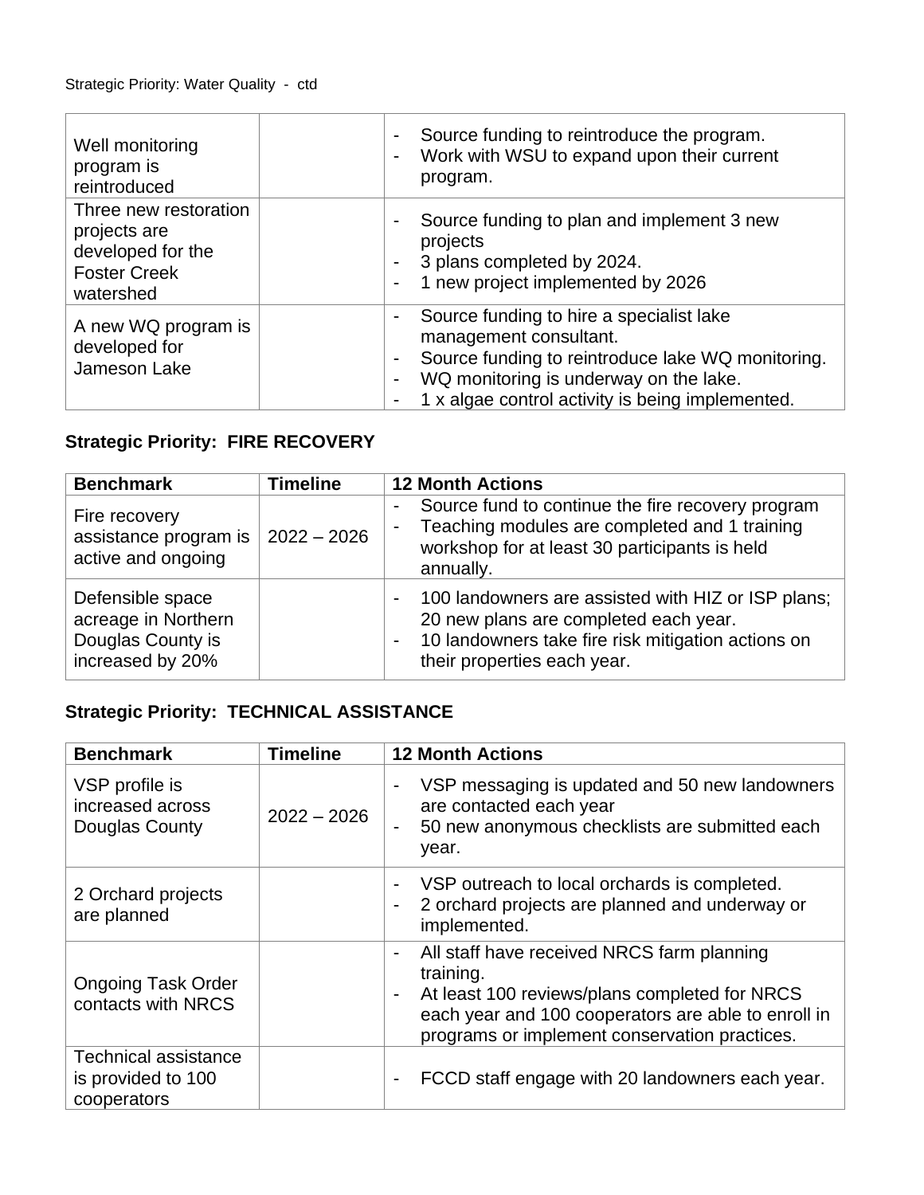Strategic Priority: Water Quality - ctd

| | | |
|---|---|---|
| Well monitoring program is reintroduced | | - Source funding to reintroduce the program.<br>- Work with WSU to expand upon their current program. |
| Three new restoration projects are developed for the Foster Creek watershed | | - Source funding to plan and implement 3 new projects<br>- 3 plans completed by 2024.<br>- 1 new project implemented by 2026 |
| A new WQ program is developed for Jameson Lake | | - Source funding to hire a specialist lake management consultant.<br>- Source funding to reintroduce lake WQ monitoring.<br>- WQ monitoring is underway on the lake.<br>- 1 x algae control activity is being implemented. |

**Strategic Priority: FIRE RECOVERY**

| Benchmark | Timeline | 12 Month Actions |
|---|---|---|
| Fire recovery assistance program is active and ongoing | 2022 – 2026 | - Source fund to continue the fire recovery program<br>- Teaching modules are completed and 1 training workshop for at least 30 participants is held annually. |
| Defensible space acreage in Northern Douglas County is increased by 20% | | - 100 landowners are assisted with HIZ or ISP plans; 20 new plans are completed each year.<br>- 10 landowners take fire risk mitigation actions on their properties each year. |

**Strategic Priority: TECHNICAL ASSISTANCE**

| Benchmark | Timeline | 12 Month Actions |
|---|---|---|
| VSP profile is increased across Douglas County | 2022 – 2026 | - VSP messaging is updated and 50 new landowners are contacted each year<br>- 50 new anonymous checklists are submitted each year. |
| 2 Orchard projects are planned | | - VSP outreach to local orchards is completed.<br>- 2 orchard projects are planned and underway or implemented. |
| Ongoing Task Order contacts with NRCS | | - All staff have received NRCS farm planning training.<br>- At least 100 reviews/plans completed for NRCS each year and 100 cooperators are able to enroll in programs or implement conservation practices. |
| Technical assistance is provided to 100 cooperators | | - FCCD staff engage with 20 landowners each year. |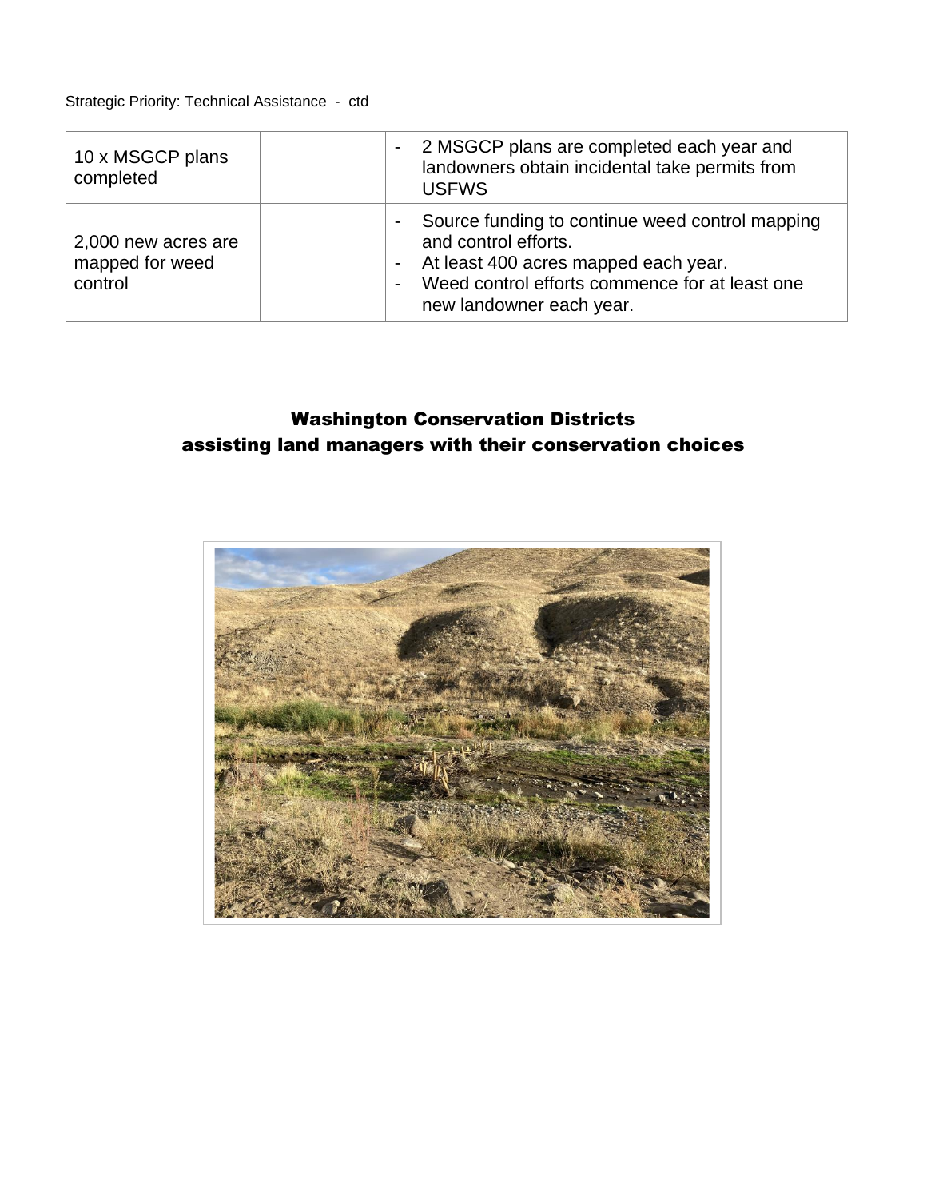Strategic Priority: Technical Assistance - ctd

| | | |
|---|---|---|
| 10 x MSGCP plans completed | | - 2 MSGCP plans are completed each year and landowners obtain incidental take permits from USFWS |
| 2,000 new acres are mapped for weed control | | - Source funding to continue weed control mapping and control efforts.<br>- At least 400 acres mapped each year.<br>- Weed control efforts commence for at least one new landowner each year. |

**Washington Conservation Districts**
**assisting land managers with their conservation choices**